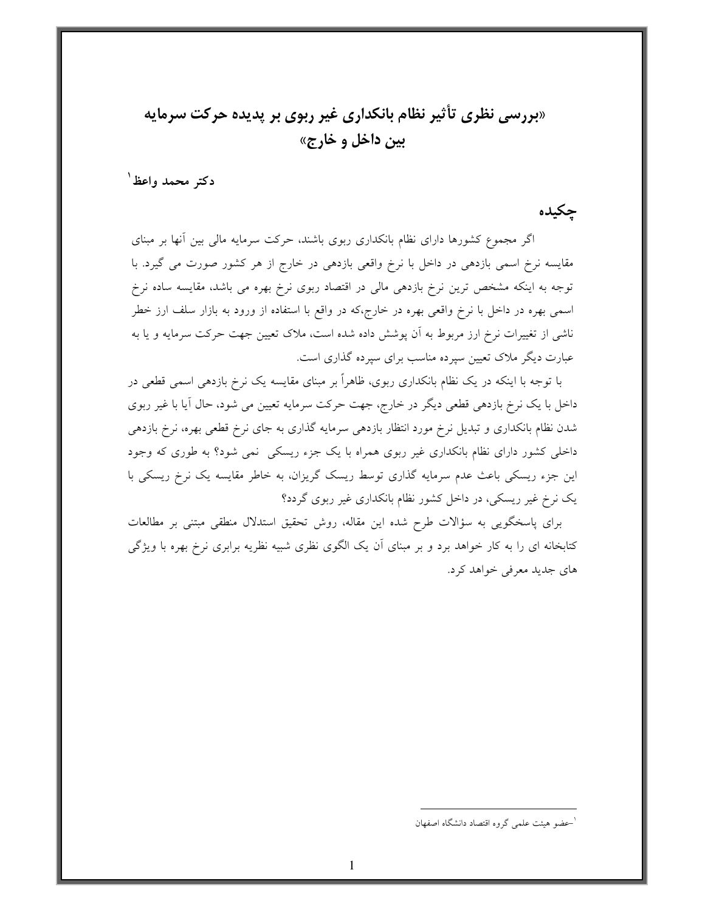# «بررسی نظری تأثیر نظام بانکداری غیر ربوی بر پدیده حرکت سرمایه بین داخل و خارج»

**دکتر محمد واعظ**[1]

## چکیده

اگر مجموع کشورها دارای نظام بانکداری ربوی باشند، حرکت سرمایه مالی بین آنها بر مبنای مقایسه نرخ اسمی بازدهی در داخل با نرخ واقعی بازدهی در خارج از هر کشور صورت می گیرد. با توجه به اینکه مشخص ترین نرخ بازدهی مالی در اقتصاد ربوی نرخ بهره می باشد، مقایسه ساده نرخ اسمی بهره در داخل با نرخ واقعی بهره در خارج،که در واقع با استفاده از ورود به بازار سلف ارز خطر ناشی از تغییرات نرخ ارز مربوط به آن پوشش داده شده است، ملاک تعیین جهت حرکت سرمایه و یا به عبارت دیگر ملاک تعیین سپرده مناسب برای سپرده گذاری است.

با توجه با اینکه در یک نظام بانکداری ربوی، ظاهراً بر مبنای مقایسه یک نرخ بازدهی اسمی قطعی در داخل با یک نرخ بازدهی قطعی دیگر در خارج، جهت حرکت سرمایه تعیین می شود، حال آیا با غیر ربوی شدن نظام بانکداری و تبدیل نرخ مورد انتظار بازدهی سرمایه گذاری به جای نرخ قطعی بهره، نرخ بازدهی داخلی کشور دارای نظام بانکداری غیر ربوی همراه با یک جزء ریسکی نمی شود؟ به طوری که وجود این جزء ریسکی باعث عدم سرمایه گذاری توسط ریسک گریزان، به خاطر مقایسه یک نرخ ریسکی با یک نرخ غیر ریسکی، در داخل کشور نظام بانکداری غیر ربوی گردد؟

برای پاسخگویی به سؤالات طرح شده این مقاله، روش تحقیق استدلال منطقی مبتنی بر مطالعات کتابخانه ای را به کار خواهد برد و بر مبنای آن یک الگوی نظری شبیه نظریه برابری نرخ بهره با ویژگی های جدید معرفی خواهد کرد.

---

[1] -عضو هیئت علمی گروه اقتصاد دانشگاه اصفهان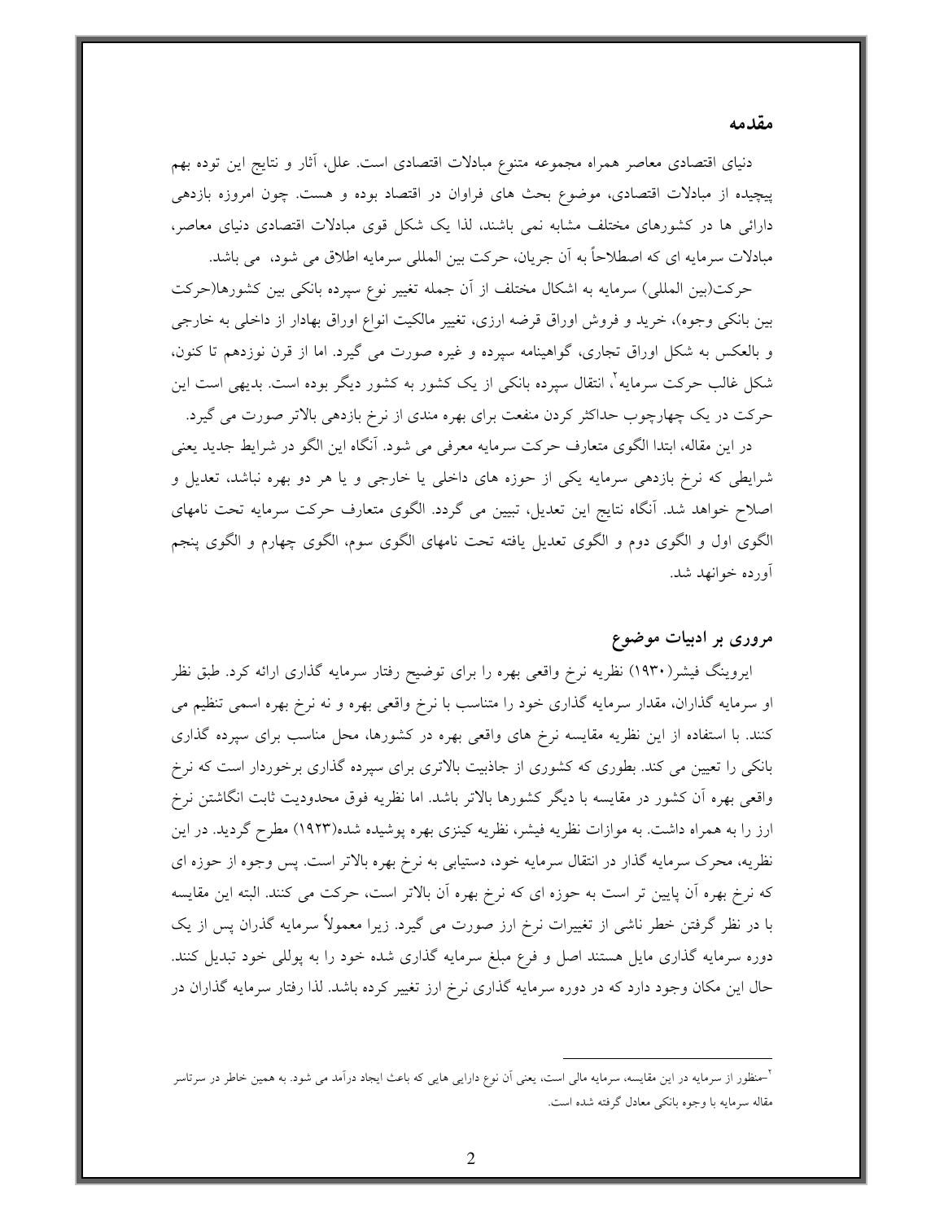## مقدمه

دنیای اقتصادی معاصر همراه مجموعه متنوع مبادلات اقتصادی است. علل، آثار و نتایج این توده بهم پیچیده از مبادلات اقتصادی، موضوع بحث های فراوان در اقتصاد بوده و هست. چون امروزه بازدهی دارائی ها در کشورهای مختلف مشابه نمی باشند، لذا یک شکل قوی مبادلات اقتصادی دنیای معاصر، مبادلات سرمایه ای که اصطلاحاً به آن جریان، حرکت بین المللی سرمایه اطلاق می شود، می باشد.

حرکت(بین المللی) سرمایه به اشکال مختلف از آن جمله تغییر نوع سپرده بانکی بین کشورها(حرکت بین بانکی وجوه)، خرید و فروش اوراق قرضه ارزی، تغییر مالکیت انواع اوراق بهادار از داخلی به خارجی و بالعکس به شکل اوراق تجاری، گواهینامه سپرده و غیره صورت می گیرد. اما از قرن نوزدهم تا کنون، شکل غالب حرکت سرمایه[۲]، انتقال سپرده بانکی از یک کشور به کشور دیگر بوده است. بدیهی است این حرکت در یک چهارچوب حداکثر کردن منفعت برای بهره مندی از نرخ بازدهی بالاتر صورت می گیرد.

در این مقاله، ابتدا الگوی متعارف حرکت سرمایه معرفی می شود. آنگاه این الگو در شرایط جدید یعنی شرایطی که نرخ بازدهی سرمایه یکی از حوزه های داخلی یا خارجی و یا هر دو بهره نباشد، تعدیل و اصلاح خواهد شد. آنگاه نتایج این تعدیل، تبیین می گردد. الگوی متعارف حرکت سرمایه تحت نامهای الگوی اول و الگوی دوم و الگوی تعدیل یافته تحت نامهای الگوی سوم، الگوی چهارم و الگوی پنجم آورده خوانهد شد.

## مروری بر ادبیات موضوع

ایروینگ فیشر(۱۹۳۰) نظریه نرخ واقعی بهره را برای توضیح رفتار سرمایه گذاری ارائه کرد. طبق نظر او سرمایه گذاران، مقدار سرمایه گذاری خود را متناسب با نرخ واقعی بهره و نه نرخ بهره اسمی تنظیم می کنند. با استفاده از این نظریه مقایسه نرخ های واقعی بهره در کشورها، محل مناسب برای سپرده گذاری بانکی را تعیین می کند. بطوری که کشوری از جاذبیت بالاتری برای سپرده گذاری برخوردار است که نرخ واقعی بهره آن کشور در مقایسه با دیگر کشورها بالاتر باشد. اما نظریه فوق محدودیت ثابت انگاشتن نرخ ارز را به همراه داشت. به موازات نظریه فیشر، نظریه کینزی بهره پوشیده شده(۱۹۲۳) مطرح گردید. در این نظریه، محرک سرمایه گذار در انتقال سرمایه خود، دستیابی به نرخ بهره بالاتر است. پس وجوه از حوزه ای که نرخ بهره آن پایین تر است به حوزه ای که نرخ بهره آن بالاتر است، حرکت می کنند. البته این مقایسه با در نظر گرفتن خطر ناشی از تغییرات نرخ ارز صورت می گیرد. زیرا معمولاً سرمایه گذران پس از یک دوره سرمایه گذاری مایل هستند اصل و فرع مبلغ سرمایه گذاری شده خود را به پوللی خود تبدیل کنند. حال این مکان وجود دارد که در دوره سرمایه گذاری نرخ ارز تغییر کرده باشد. لذا رفتار سرمایه گذاران در

---

[۲] –منظور از سرمایه در این مقایسه، سرمایه مالی است، یعنی آن نوع دارایی هایی که باعث ایجاد درآمد می شود. به همین خاطر در سرتاسر مقاله سرمایه با وجوه بانکی معادل گرفته شده است.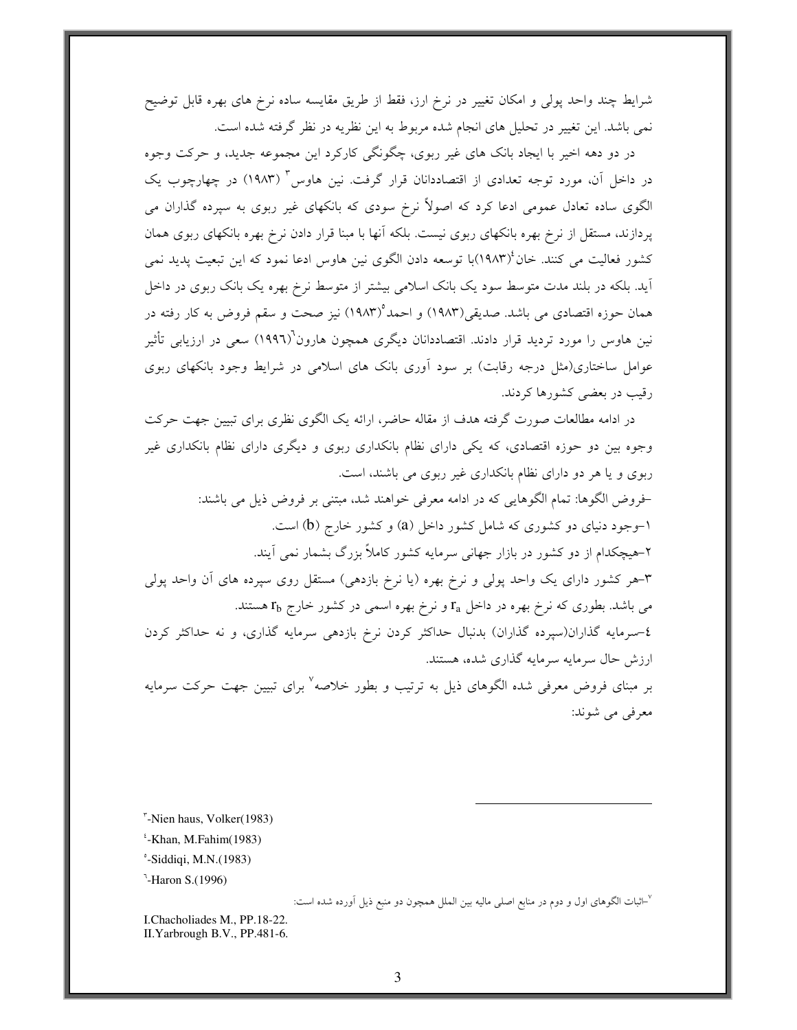شرایط چند واحد پولی و امکان تغییر در نرخ ارز، فقط از طریق مقایسه ساده نرخ های بهره قابل توضیح نمی باشد. این تغییر در تحلیل های انجام شده مربوط به این نظریه در نظر گرفته شده است.

در دو دهه اخیر با ایجاد بانک های غیر ربوی، چگونگی کارکرد این مجموعه جدید، و حرکت وجوه در داخل آن، مورد توجه تعدادی از اقتصاددانان قرار گرفت. نین هاوس[۳] (۱۹۸۳) در چهارچوب یک الگوی ساده تعادل عمومی ادعا کرد که اصولاً نرخ سودی که بانکهای غیر ربوی به سپرده گذاران می پردازند، مستقل از نرخ بهره بانکهای ربوی نیست. بلکه آنها با مبنا قرار دادن نرخ بهره بانکهای ربوی همان کشور فعالیت می کنند. خان[۴](۱۹۸۳)با توسعه دادن الگوی نین هاوس ادعا نمود که این تبعیت پدید نمی آید. بلکه در بلند مدت متوسط سود یک بانک اسلامی بیشتر از متوسط نرخ بهره یک بانک ربوی در داخل همان حوزه اقتصادی می باشد. صدیقی(۱۹۸۳) و احمد[۵](۱۹۸۳) نیز صحت و سقم فروض به کار رفته در نین هاوس را مورد تردید قرار دادند. اقتصاددانان دیگری همچون هارون[۶](۱۹۹۶) سعی در ارزیابی تأثیر عوامل ساختاری(مثل درجه رقابت) بر سود آوری بانک های اسلامی در شرایط وجود بانکهای ربوی رقیب در بعضی کشورها کردند.

در ادامه مطالعات صورت گرفته هدف از مقاله حاضر، ارائه یک الگوی نظری برای تبیین جهت حرکت وجوه بین دو حوزه اقتصادی، که یکی دارای نظام بانکداری ربوی و دیگری دارای نظام بانکداری غیر ربوی و یا هر دو دارای نظام بانکداری غیر ربوی می باشند، است.

-فروض الگوها: تمام الگوهایی که در ادامه معرفی خواهند شد، مبتنی بر فروض ذیل می باشند:

۱-وجود دنیای دو کشوری که شامل کشور داخل (a) و کشور خارج (b) است.

۲-هیچکدام از دو کشور در بازار جهانی سرمایه کشور کاملاً بزرگ بشمار نمی آیند.

۳-هر کشور دارای یک واحد پولی و نرخ بهره (یا نرخ بازدهی) مستقل روی سپرده های آن واحد پولی می باشد. بطوری که نرخ بهره در داخل $r_a$ و نرخ بهره اسمی در کشور خارج $r_b$ هستند.

۴-سرمایه گذاران(سپرده گذاران) بدنبال حداکثر کردن نرخ بازدهی سرمایه گذاری، و نه حداکثر کردن ارزش حال سرمایه سرمایه گذاری شده، هستند.

بر مبنای فروض معرفی شده الگوهای ذیل به ترتیب و بطور خلاصه[۷] برای تبیین جهت حرکت سرمایه معرفی می شوند:

---

[۳]-Nien haus, Volker(1983)

[۴]-Khan, M.Fahim(1983)

[۵]-Siddiqi, M.N.(1983)

[۶]-Haron S.(1996)

[۷]-اثبات الگوهای اول و دوم در منابع اصلی مالیه بین الملل همچون دو منبع ذیل آورده شده است:

I.Chacholiades M., PP.18-22.

II.Yarbrough B.V., PP.481-6.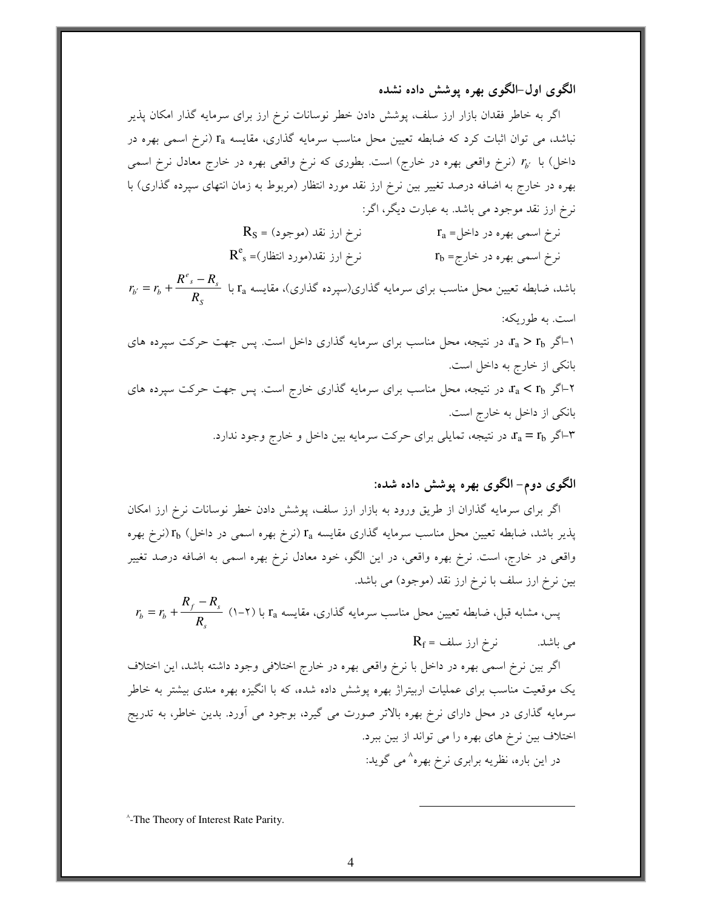### الگوی اول–الگوی بهره پوشش داده نشده

اگر به خاطر فقدان بازار ارز سلف، پوشش دادن خطر نوسانات نرخ ارز برای سرمایه گذار امکان پذیر نباشد، می توان اثبات کرد که ضابطه تعیین محل مناسب سرمایه گذاری، مقایسه $r_a$ (نرخ اسمی بهره در داخل) با $r_{b'}$ (نرخ واقعی بهره در خارج) است. بطوری که نرخ واقعی بهره در خارج معادل نرخ اسمی بهره در خارج به اضافه درصد تغییر بین نرخ ارز نقد مورد انتظار (مربوط به زمان انتهای سپرده گذاری) با نرخ ارز نقد موجود می باشد. به عبارت دیگر، اگر:

نرخ اسمی بهره در داخل= $r_a$ &nbsp;&nbsp;&nbsp;&nbsp;&nbsp;&nbsp; نرخ ارز نقد (موجود) = $R_S$

نرخ اسمی بهره در خارج= $r_b$ &nbsp;&nbsp;&nbsp;&nbsp;&nbsp;&nbsp; نرخ ارز نقد(مورد انتظار)= $R^e_s$

باشد، ضابطه تعیین محل مناسب برای سرمایه گذاری(سپرده گذاری)، مقایسه $r_a$ با $r_{b'} = r_b + \frac{R^e_s - R_s}{R_S}$ است. به طوریکه:

۱–اگر $r_a > r_b$، در نتیجه، محل مناسب برای سرمایه گذاری داخل است. پس جهت حرکت سپرده های بانکی از خارج به داخل است.

۲–اگر $r_a < r_b$، در نتیجه، محل مناسب برای سرمایه گذاری خارج است. پس جهت حرکت سپرده های بانکی از داخل به خارج است.

۳–اگر $r_a = r_b$، در نتیجه، تمایلی برای حرکت سرمایه بین داخل و خارج وجود ندارد.

### الگوی دوم– الگوی بهره پوشش داده شده:

اگر برای سرمایه گذاران از طریق ورود به بازار ارز سلف، پوشش دادن خطر نوسانات نرخ ارز امکان پذیر باشد، ضابطه تعیین محل مناسب سرمایه گذاری مقایسه $r_a$ (نرخ بهره اسمی در داخل) $r_b$ (نرخ بهره واقعی در خارج، است. نرخ بهره واقعی، در این الگو، خود معادل نرخ بهره اسمی به اضافه درصد تغییر بین نرخ ارز سلف با نرخ ارز نقد (موجود) می باشد.

پس، مشابه قبل، ضابطه تعیین محل مناسب سرمایه گذاری، مقایسه $r_a$ با (۲–۱) $r_b = r_b + \frac{R_f - R_s}{R_s}$ می باشد. &nbsp;&nbsp;&nbsp;&nbsp; نرخ ارز سلف = $R_f$

اگر بین نرخ اسمی بهره در داخل با نرخ واقعی بهره در خارج اختلافی وجود داشته باشد، این اختلاف یک موقعیت مناسب برای عملیات اربیتراژ بهره پوشش داده شده، که با انگیزه بهره مندی بیشتر به خاطر سرمایه گذاری در محل دارای نرخ بهره بالاتر صورت می گیرد، بوجود می آورد. بدین خاطر، به تدریج اختلاف بین نرخ های بهره را می تواند از بین ببرد.

در این باره، نظریه برابری نرخ بهره[8] می گوید:

---

[8]-The Theory of Interest Rate Parity.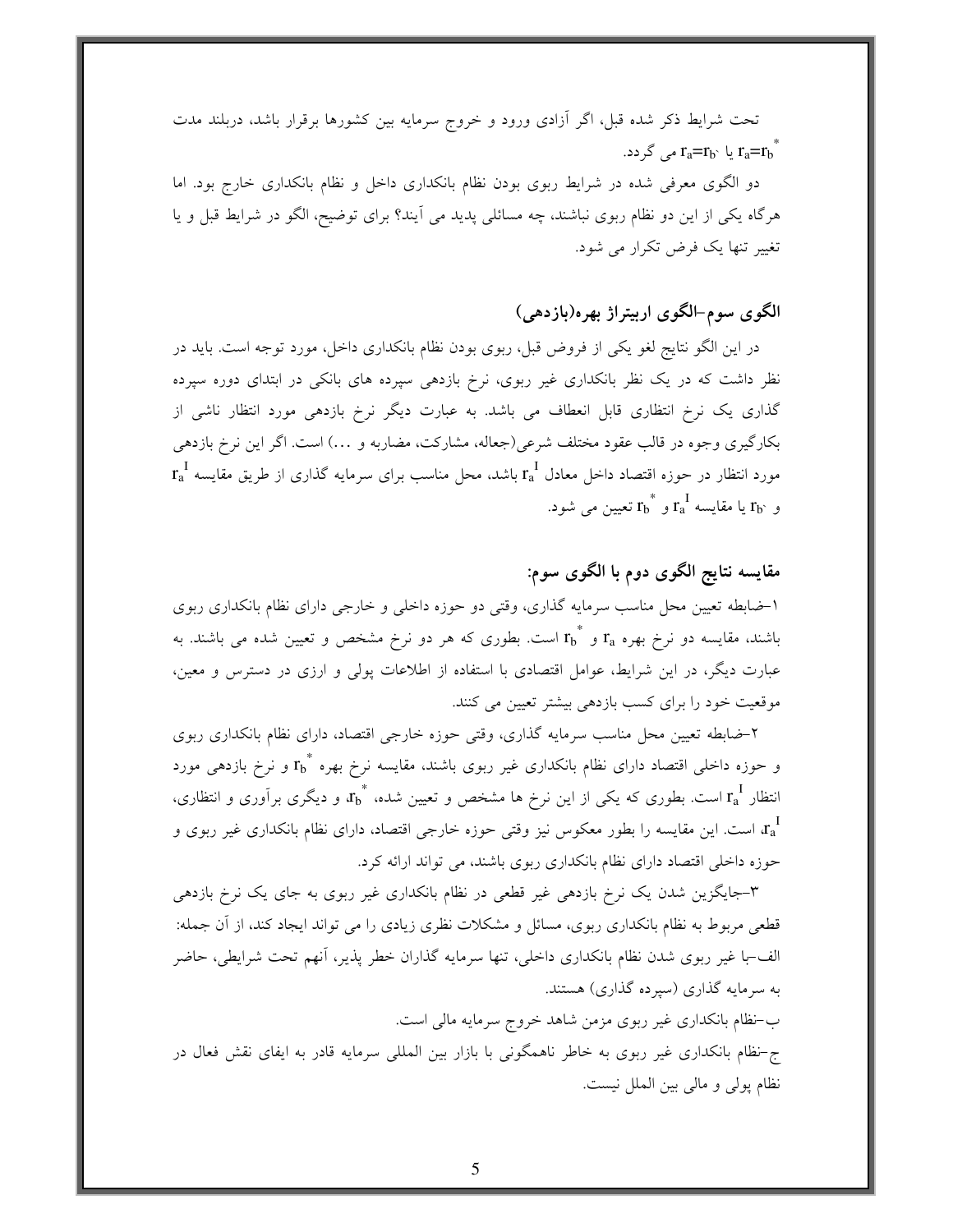تحت شرایط ذکر شده قبل، اگر آزادی ورود و خروج سرمایه بین کشورها برقرار باشد، دربلند مدت $r_a=r_b^*$ یا $r_a=r_b$، می گردد.

دو الگوی معرفی شده در شرایط ربوی بودن نظام بانکداری داخل و نظام بانکداری خارج بود. اما هرگاه یکی از این دو نظام ربوی نباشند، چه مسائلی پدید می آیند؟ برای توضیح، الگو در شرایط قبل و با تغییر تنها یک فرض تکرار می شود.

## الگوی سوم–الگوی اربیتراژ بهره(بازدهی)

در این الگو نتایج لغو یکی از فروض قبل، ربوی بودن نظام بانکداری داخل، مورد توجه است. باید در نظر داشت که در یک نظر بانکداری غیر ربوی، نرخ بازدهی سپرده های بانکی در ابتدای دوره سپرده گذاری یک نرخ انتظاری قابل انعطاف می باشد. به عبارت دیگر نرخ بازدهی مورد انتظار ناشی از بکارگیری وجوه در قالب عقود مختلف شرعی(جعاله، مشارکت، مضاربه و ...) است. اگر این نرخ بازدهی مورد انتظار در حوزه اقتصاد داخل معادل $r_a^I$ باشد، محل مناسب برای سرمایه گذاری از طریق مقایسه $r_a^I$ و $r_b$، یا مقایسه $r_a^I$ و $r_b^*$ تعیین می شود.

## مقایسه نتایج الگوی دوم با الگوی سوم:

۱–ضابطه تعیین محل مناسب سرمایه گذاری، وقتی دو حوزه داخلی و خارجی دارای نظام بانکداری ربوی باشند، مقایسه دو نرخ بهره $r_a$ و $r_b^*$ است. بطوری که هر دو نرخ مشخص و تعیین شده می باشند. به عبارت دیگر، در این شرایط، عوامل اقتصادی با استفاده از اطلاعات پولی و ارزی در دسترس و معین، موقعیت خود را برای کسب بازدهی بیشتر تعیین می کنند.

۲–ضابطه تعیین محل مناسب سرمایه گذاری، وقتی حوزه خارجی اقتصاد، دارای نظام بانکداری ربوی و حوزه داخلی اقتصاد دارای نظام بانکداری غیر ربوی باشند، مقایسه نرخ بهره $r_b^*$ و نرخ بازدهی مورد انتظار $r_a^I$ است. بطوری که یکی از این نرخ ها مشخص و تعیین شده، $r_b^*$، و دیگری برآوری و انتظاری، $r_a^I$، است. این مقایسه را بطور معکوس نیز وقتی حوزه خارجی اقتصاد، دارای نظام بانکداری غیر ربوی و حوزه داخلی اقتصاد دارای نظام بانکداری ربوی باشند، می تواند ارائه کرد.

۳–جایگزین شدن یک نرخ بازدهی غیر قطعی در نظام بانکداری غیر ربوی به جای یک نرخ بازدهی قطعی مربوط به نظام بانکداری ربوی، مسائل و مشکلات نظری زیادی را می تواند ایجاد کند، از آن جمله:

الف–با غیر ربوی شدن نظام بانکداری داخلی، تنها سرمایه گذاران خطر پذیر، آنهم تحت شرایطی، حاضر به سرمایه گذاری (سپرده گذاری) هستند.

ب–نظام بانکداری غیر ربوی مزمن شاهد خروج سرمایه مالی است.

ج–نظام بانکداری غیر ربوی به خاطر ناهمگونی با بازار بین المللی سرمایه قادر به ایفای نقش فعال در نظام پولی و مالی بین الملل نیست.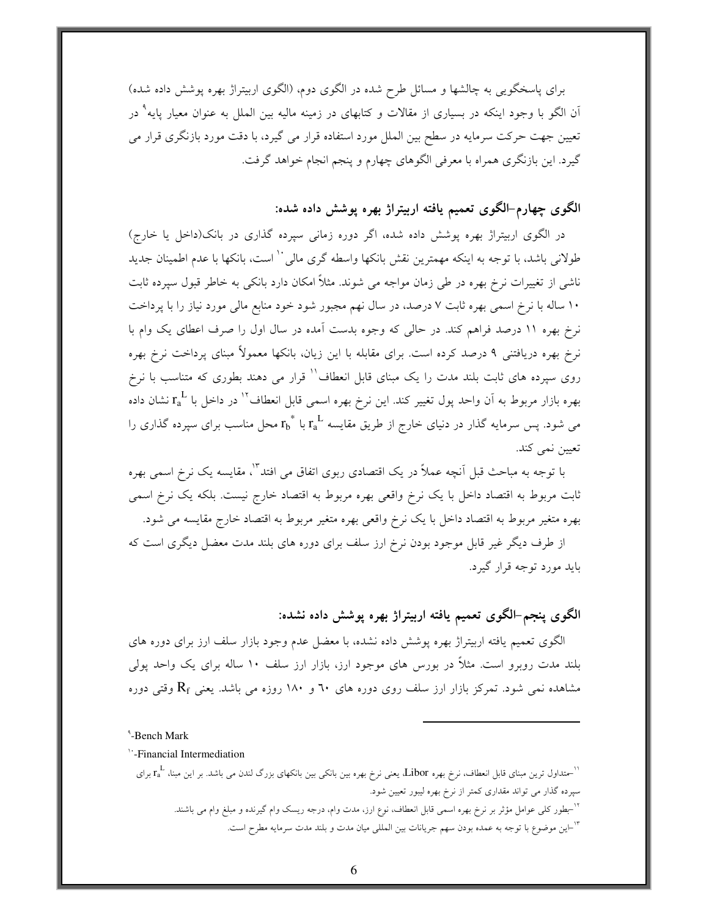برای پاسخگویی به چالشها و مسائل طرح شده در الگوی دوم، (الگوی اربیتراژ بهره پوشش داده شده) آن الگو با وجود اینکه در بسیاری از مقالات و کتابهای در زمینه مالیه بین الملل به عنوان معیار پایه[9] در تعیین جهت حرکت سرمایه در سطح بین الملل مورد استفاده قرار می گیرد، با دقت مورد بازنگری قرار می گیرد. این بازنگری همراه با معرفی الگوهای چهارم و پنجم انجام خواهد گرفت.

## الگوی چهارم-الگوی تعمیم یافته اربیتراژ بهره پوشش داده شده:

در الگوی اربیتراژ بهره پوشش داده شده، اگر دوره زمانی سپرده گذاری در بانک(داخل یا خارج) طولانی باشد، با توجه به اینکه مهمترین نقش بانکها واسطه گری مالی[10] است، بانکها با عدم اطمینان جدید ناشی از تغییرات نرخ بهره در طی زمان مواجه می شوند. مثلاً امکان دارد بانکی به خاطر قبول سپرده ثابت ۱۰ ساله با نرخ اسمی بهره ثابت ۷ درصد، در سال نهم مجبور شود خود منابع مالی مورد نیاز را با پرداخت نرخ بهره ۱۱ درصد فراهم کند. در حالی که وجوه بدست آمده در سال اول را صرف اعطای یک وام با نرخ بهره دریافتنی ۹ درصد کرده است. برای مقابله با این زیان، بانکها معمولاً مبنای پرداخت نرخ بهره روی سپرده های ثابت بلند مدت را یک مبنای قابل انعطاف[11] قرار می دهند بطوری که متناسب با نرخ بهره بازار مربوط به آن واحد پول تغییر کند. این نرخ بهره اسمی قابل انعطاف[12] در داخل با $r_a^L$ نشان داده می شود. پس سرمایه گذار در دنیای خارج از طریق مقایسه $r_a^L$ با $r_b^*$ محل مناسب برای سپرده گذاری را تعیین نمی کند.

با توجه به مباحث قبل آنچه عملاً در یک اقتصادی ربوی اتفاق می افتد[13]، مقایسه یک نرخ اسمی بهره ثابت مربوط به اقتصاد داخل با یک نرخ واقعی بهره مربوط به اقتصاد خارج نیست. بلکه یک نرخ اسمی بهره متغیر مربوط به اقتصاد داخل با یک نرخ واقعی بهره متغیر مربوط به اقتصاد خارج مقایسه می شود.

از طرف دیگر غیر قابل موجود بودن نرخ ارز سلف برای دوره های بلند مدت معضل دیگری است که باید مورد توجه قرار گیرد.

## الگوی پنجم-الگوی تعمیم یافته اربیتراژ بهره پوشش داده نشده:

الگوی تعمیم یافته اربیتراژ بهره پوشش داده نشده، با معضل عدم وجود بازار سلف ارز برای دوره های بلند مدت روبرو است. مثلاً در بورس های موجود ارز، بازار ارز سلف ۱۰ ساله برای یک واحد پولی مشاهده نمی شود. تمرکز بازار ارز سلف روی دوره های ۶۰ و ۱۸۰ روزه می باشد. یعنی $R_f$ وقتی دوره

---

[9]-Bench Mark

[10]-Financial Intermediation

[11]-متداول ترین مبنای قابل انعطاف، نرخ بهره Libor، یعنی نرخ بهره بین بانکی بین بانکهای بزرگ لندن می باشد. بر این مبنا، $r_a^L$ برای سپرده گذار می تواند مقداری کمتر از نرخ بهره لیبور تعیین شود.

[12]-بطور کلی عوامل مؤثر بر نرخ بهره اسمی قابل انعطاف، نوع ارز، مدت وام، درجه ریسک وام گیرنده و مبلغ وام می باشند.

[13]-این موضوع با توجه به عمده بودن سهم جریانات بین المللی میان مدت و بلند مدت سرمایه مطرح است.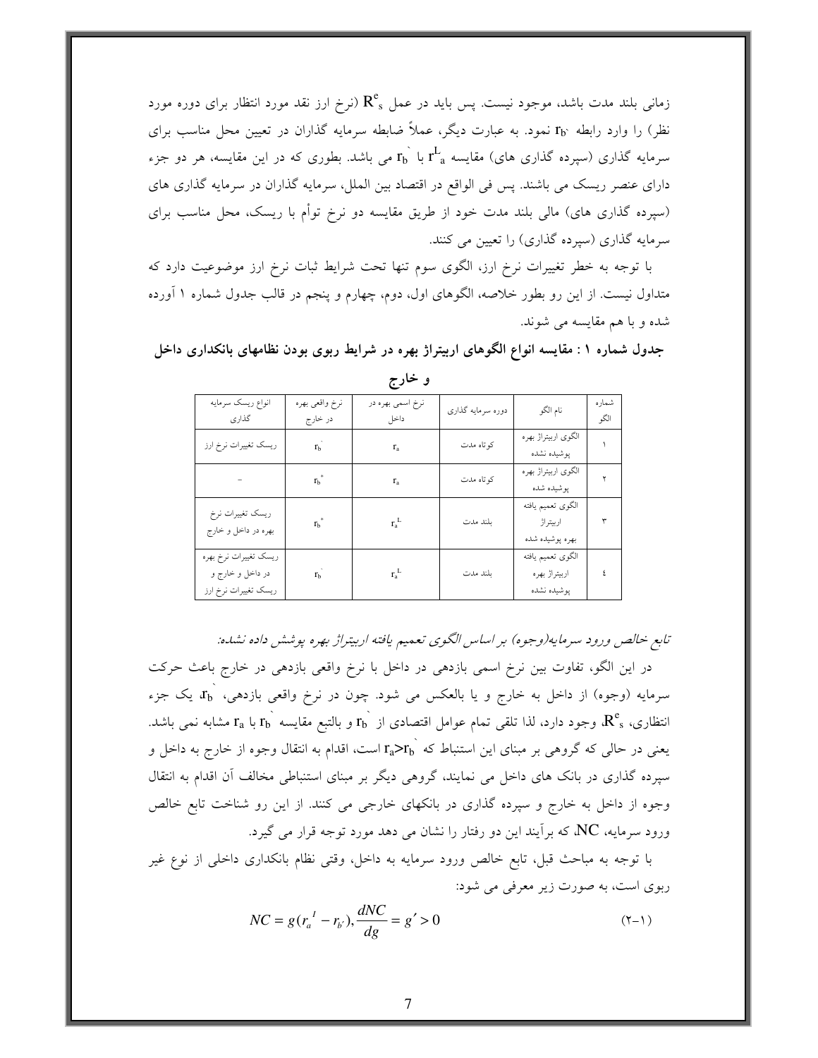زمانی بلند مدت باشد، موجود نیست. پس باید در عمل $R^e_s$ (نرخ ارز نقد مورد انتظار برای دوره مورد نظر) را وارد رابطه $r_{b'}$ نمود. به عبارت دیگر، عملاً ضابطه سرمایه گذاران در تعیین محل مناسب برای سرمایه گذاری (سپرده گذاری های) مقایسه $r^L_a$ با $r_b$ ` می باشد. بطوری که در این مقایسه، هر دو جزء دارای عنصر ریسک می باشند. پس فی الواقع در اقتصاد بین الملل، سرمایه گذاران در سرمایه گذاری های (سپرده گذاری های) مالی بلند مدت خود از طریق مقایسه دو نرخ توأم با ریسک، محل مناسب برای سرمایه گذاری (سپرده گذاری) را تعیین می کنند.

با توجه به خطر تغییرات نرخ ارز، الگوی سوم تنها تحت شرایط ثبات نرخ ارز موضوعیت دارد که متداول نیست. از این رو بطور خلاصه، الگوهای اول، دوم، چهارم و پنجم در قالب جدول شماره ۱ آورده شده و با هم مقایسه می شوند.

**جدول شماره ۱ : مقایسه انواع الگوهای اربیتراژ بهره در شرایط ربوی بودن نظامهای بانکداری داخل و خارج**

| شماره الگو | نام الگو | دوره سرمایه گذاری | نرخ اسمی بهره در داخل | نرخ واقعی بهره در خارج | انواع ریسک سرمایه گذاری |
|---|---|---|---|---|---|
| ۱ | الگوی اربیتراژ بهره پوشیده نشده | کوتاه مدت | $r_a$ | $r_b$ ` | ریسک تغییرات نرخ ارز |
| ۲ | الگوی اربیتراژ بهره پوشیده شده | کوتاه مدت | $r_a$ | $r_b^*$ | – |
| ۳ | الگوی تعمیم یافته اربیتراژ بهره پوشیده شده | بلند مدت | $r_a^L$ | $r_b^*$ | ریسک تغییرات نرخ بهره در داخل و خارج |
| ٤ | الگوی تعمیم یافته اربیتراژ بهره پوشیده نشده | بلند مدت | $r_a^L$ | $r_b$ ` | ریسک تغییرات نرخ بهره در داخل و خارج و ریسک تغییرات نرخ ارز |

*تابع خالص ورود سرمایه(وجوه) بر اساس الگوی تعمیم یافته اربیتراژ بهره پوشش داده نشده:*

در این الگو، تفاوت بین نرخ اسمی بازدهی در داخل با نرخ واقعی بازدهی در خارج باعث حرکت سرمایه (وجوه) از داخل به خارج و یا بالعکس می شود. چون در نرخ واقعی بازدهی، $r_b$ ` یک جزء انتظاری، $R^e_s$، وجود دارد، لذا تلقی تمام عوامل اقتصادی از $r_b$ ` و بالتبع مقایسه $r_a$ با $r_b$ ` مشابه نمی باشد. یعنی در حالی که گروهی بر مبنای این استنباط که $r_a > r_b$ ` است، اقدام به انتقال وجوه از خارج به داخل و سپرده گذاری در بانک های داخل می نمایند، گروهی دیگر بر مبنای استنباطی مخالف آن اقدام به انتقال وجوه از داخل به خارج و سپرده گذاری در بانکهای خارجی می کنند. از این رو شناخت تابع خالص ورود سرمایه، $NC$، که برآیند این دو رفتار را نشان می دهد مورد توجه قرار می گیرد.

با توجه به مباحث قبل، تابع خالص ورود سرمایه به داخل، وقتی نظام بانکداری داخلی از نوع غیر ربوی است، به صورت زیر معرفی می شود:

$$NC = g(r_a{}' - r_{b'}), \frac{dNC}{dg} = g' > 0 \qquad (۲-۱)$$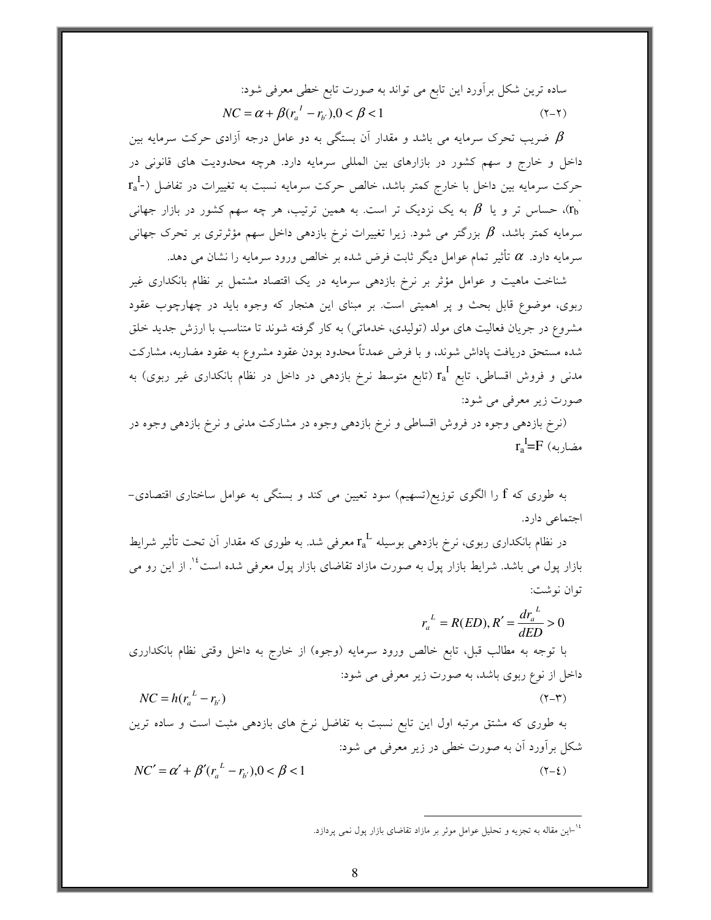ساده ترین شکل برآورد این تابع می تواند به صورت تابع خطی معرفی شود:

$$NC = \alpha + \beta(r_a{}^I - r_{b'}), 0 < \beta < 1 \qquad (۲-۲)$$

$\beta$ ضریب تحرک سرمایه می باشد و مقدار آن بستگی به دو عامل درجه آزادی حرکت سرمایه بین داخل و خارج و سهم کشور در بازارهای بین المللی سرمایه دارد. هرچه محدودیت های قانونی در حرکت سرمایه بین داخل با خارج کمتر باشد، خالص حرکت سرمایه نسبت به تغییرات در تفاضل ($r_a{}^I$-$r_b$`)، حساس تر و یا $\beta$ به یک نزدیک تر است. به همین ترتیب، هر چه سهم کشور در بازار جهانی سرمایه کمتر باشد، $\beta$ بزرگتر می شود. زیرا تغییرات نرخ بازدهی داخل سهم مؤثرتری بر تحرک جهانی سرمایه دارد. $\alpha$ تأثیر تمام عوامل دیگر ثابت فرض شده بر خالص ورود سرمایه را نشان می دهد.

شناخت ماهیت و عوامل مؤثر بر نرخ بازدهی سرمایه در یک اقتصاد مشتمل بر نظام بانکداری غیر ربوی، موضوع قابل بحث و پر اهمیتی است. بر مبنای این هنجار که وجوه باید در چهارچوب عقود مشروع در جریان فعالیت های مولد (تولیدی، خدماتی) به کار گرفته شوند تا متناسب با ارزش جدید خلق شده مستحق دریافت پاداش شوند، و با فرض عمدتاً محدود بودن عقود مشروع به عقود مضاربه، مشارکت مدنی و فروش اقساطی، تابع $r_a{}^I$ (تابع متوسط نرخ بازدهی در داخل در نظام بانکداری غیر ربوی) به صورت زیر معرفی می شود:

(نرخ بازدهی وجوه در فروش اقساطی و نرخ بازدهی وجوه در مشارکت مدنی و نرخ بازدهی وجوه در مضاربه) $r_a{}^I$=F

به طوری که f را الگوی توزیع(تسهیم) سود تعیین می کند و بستگی به عوامل ساختاری اقتصادی-اجتماعی دارد.

در نظام بانکداری ربوی، نرخ بازدهی بوسیله $r_a{}^L$ معرفی شد. به طوری که مقدار آن تحت تأثیر شرایط بازار پول می باشد. شرایط بازار پول به صورت مازاد تقاضای بازار پول معرفی شده است[۱۴]. از این رو می توان نوشت:

$$r_a{}^L = R(ED), R' = \frac{dr_a{}^L}{dED} > 0$$

با توجه به مطالب قبل، تابع خالص ورود سرمایه (وجوه) از خارج به داخل وقتی نظام بانکدارری داخل از نوع ربوی باشد، به صورت زیر معرفی می شود:

$$NC = h(r_a{}^L - r_{b'}) \qquad (۲-۳)$$

به طوری که مشتق مرتبه اول این تابع نسبت به تفاضل نرخ های بازدهی مثبت است و ساده ترین شکل برآورد آن به صورت خطی در زیر معرفی می شود:

$$NC' = \alpha' + \beta'(r_a{}^L - r_{b'}), 0 < \beta < 1 \qquad (۲-٤)$$

---

[۱۴]-این مقاله به تجزیه و تحلیل عوامل موثر بر مازاد تقاضای بازار پول نمی پردازد.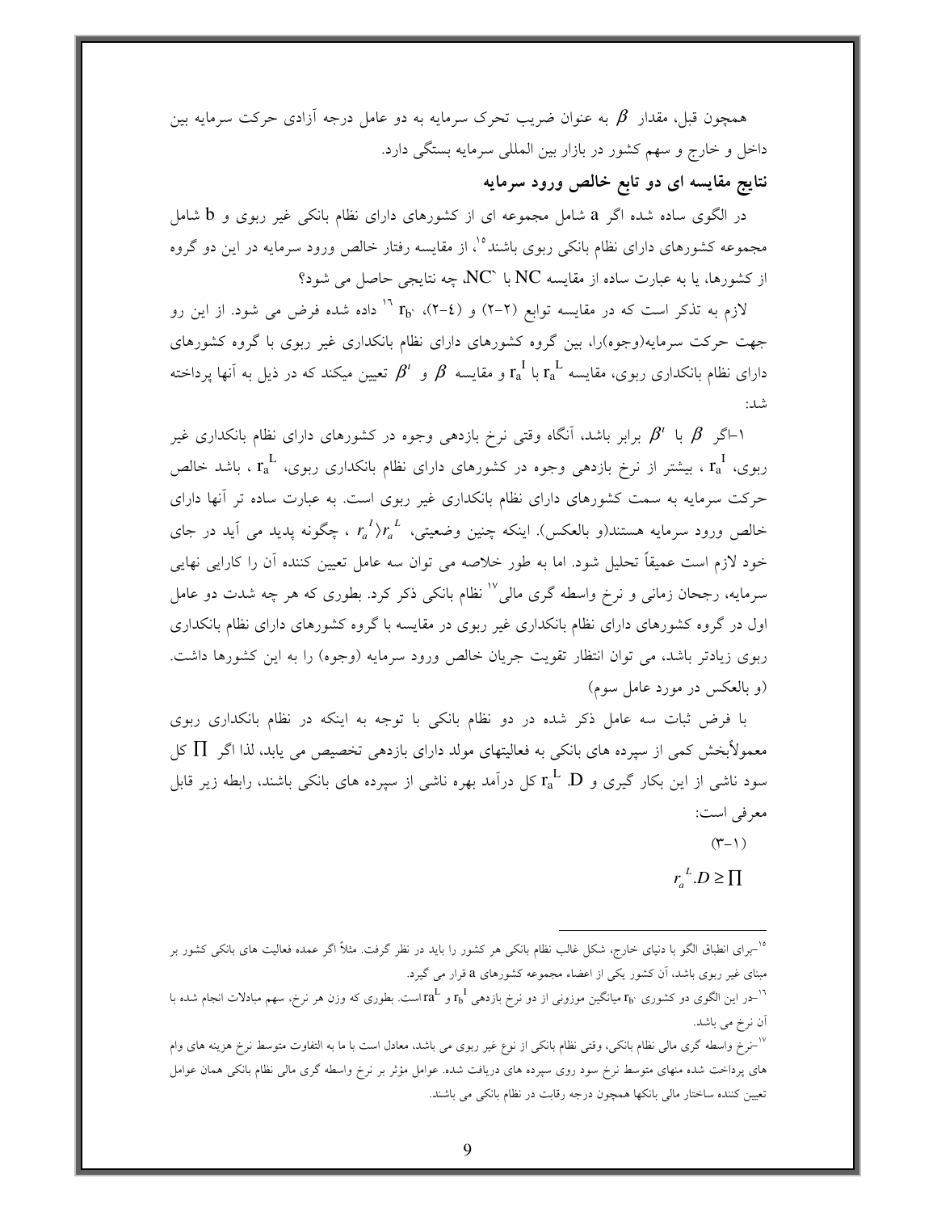همچون قبل، مقدار $\beta$ به عنوان ضریب تحرک سرمایه به دو عامل درجه آزادی حرکت سرمایه بین داخل و خارج و سهم کشور در بازار بین المللی سرمایه بستگی دارد.

### نتایج مقایسه ای دو تابع خالص ورود سرمایه

در الگوی ساده شده اگر a شامل مجموعه ای از کشورهای دارای نظام بانکی غیر ربوی و b شامل مجموعه کشورهای دارای نظام بانکی ربوی باشند[15]، از مقایسه رفتار خالص ورود سرمایه در این دو گروه از کشورها، یا به عبارت ساده از مقایسه NC با \`NC، چه نتایجی حاصل می شود؟

لازم به تذکر است که در مقایسه توابع (۲-۲) و (۲-٤)، $r_b$ [16] داده شده فرض می شود. از این رو جهت حرکت سرمایه(وجوه)را، بین گروه کشورهای دارای نظام بانکداری غیر ربوی با گروه کشورهای دارای نظام بانکداری ربوی، مقایسه $r_a^I$ با $r_a^L$ و مقایسه $\beta$ و $\beta'$ تعیین میکند که در ذیل به آنها پرداخته شد:

۱-اگر $\beta$ با $\beta'$ برابر باشد، آنگاه وقتی نرخ بازدهی وجوه در کشورهای دارای نظام بانکداری غیر ربوی، $r_a^I$ ، بیشتر از نرخ بازدهی وجوه در کشورهای دارای نظام بانکداری ربوی، $r_a^L$ ، باشد خالص حرکت سرمایه به سمت کشورهای دارای نظام بانکداری غیر ربوی است. به عبارت ساده تر آنها دارای خالص ورود سرمایه هستند(و بالعکس). اینکه چنین وضعیتی، $r_a^I \rangle r_a^L$ ، چگونه پدید می آید در جای خود لازم است عمیقاً تحلیل شود. اما به طور خلاصه می توان سه عامل تعیین کننده آن را کارایی نهایی سرمایه، رجحان زمانی و نرخ واسطه گری مالی[17] نظام بانکی ذکر کرد. بطوری که هر چه شدت دو عامل اول در گروه کشورهای دارای نظام بانکداری غیر ربوی در مقایسه با گروه کشورهای دارای نظام بانکداری ربوی زیادتر باشد، می توان انتظار تقویت جریان خالص ورود سرمایه (وجوه) را به این کشورها داشت. (و بالعکس در مورد عامل سوم)

با فرض ثبات سه عامل ذکر شده در دو نظام بانکی با توجه به اینکه در نظام بانکداری ربوی معمولاًبخش کمی از سپرده های بانکی به فعالیتهای مولد دارای بازدهی تخصیص می یابد، لذا اگر $\Pi$ کل سود ناشی از این بکار گیری و $r_a^L . D$ کل درآمد بهره ناشی از سپرده های بانکی باشند، رابطه زیر قابل معرفی است:

$$r_a^L . D \geq \Pi \tag{۳-۱}$$

---

[15] -برای انطباق الگو با دنیای خارج، شکل غالب نظام بانکی هر کشور را باید در نظر گرفت. مثلاً اگر عمده فعالیت های بانکی کشور بر مبنای غیر ربوی باشد، آن کشور یکی از اعضاء مجموعه کشورهای a قرار می گیرد.

[16] -در این الگوی دو کشوری $r_b$، میانگین موزونی از دو نرخ بازدهی $r_b^I$ و $ra^L$ است. بطوری که وزن هر نرخ، سهم مبادلات انجام شده با آن نرخ می باشد.

[17] -نرخ واسطه گری مالی نظام بانکی، وقتی نظام بانکی از نوع غیر ربوی می باشد، معادل است با ما به التفاوت متوسط نرخ هزینه های وام های پرداخت شده منهای متوسط نرخ سود روی سپرده های دریافت شده. عوامل مؤثر بر نرخ واسطه گری مالی نظام بانکی همان عوامل تعیین کننده ساختار مالی بانکها همچون درجه رقابت در نظام بانکی می باشند.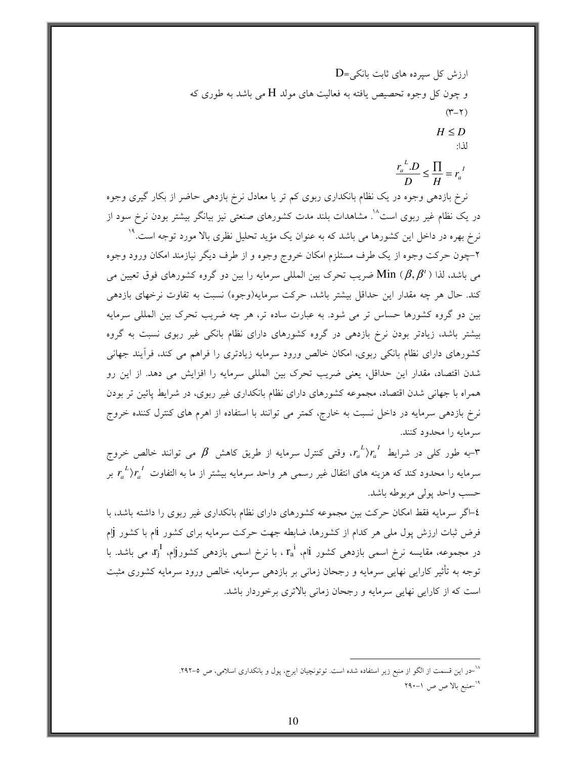ارزش کل سپرده های ثابت بانکی=D

و چون کل وجوه تخصیص یافته به فعالیت های مولد H می باشد به طوری که

(۲-۳)

$$H \leq D$$

لذا:

$$\frac{r_a^{L}.D}{D} \leq \frac{\Pi}{H} = r_a^{I}$$

نرخ بازدهی وجوه در یک نظام بانکداری ربوی کم تر یا معادل نرخ بازدهی حاضر از بکار گیری وجوه در یک نظام غیر ربوی است[۱۸]. مشاهدات بلند مدت کشورهای صنعتی نیز بیانگر بیشتر بودن نرخ سود از نرخ بهره در داخل این کشورها می باشد که به عنوان یک مؤید تحلیل نظری بالا مورد توجه است.[۱۹]

۲-چون حرکت وجوه از یک طرف مستلزم امکان خروج وجوه و از طرف دیگر نیازمند امکان ورود وجوه می باشد، لذا $\text{Min}\,(\beta, \beta')$ ضریب تحرک بین المللی سرمایه را بین دو گروه کشورهای فوق تعیین می کند. حال هر چه مقدار این حداقل بیشتر باشد، حرکت سرمایه(وجوه) نسبت به تفاوت نرخهای بازدهی بین دو گروه کشورها حساس تر می شود. به عبارت ساده تر، هر چه ضریب تحرک بین المللی سرمایه بیشتر باشد، زیادتر بودن نرخ بازدهی در گروه کشورهای دارای نظام بانکی غیر ربوی نسبت به گروه کشورهای دارای نظام بانکی ربوی، امکان خالص ورود سرمایه زیادتری را فراهم می کند، فرآیند جهانی شدن اقتصاد، مقدار این حداقل، یعنی ضریب تحرک بین المللی سرمایه را افزایش می دهد. از این رو همراه با جهانی شدن اقتصاد، مجموعه کشورهای دارای نظام بانکداری غیر ربوی، در شرایط پائین تر بودن نرخ بازدهی سرمایه در داخل نسبت به خارج، کمتر می توانند با استفاده از اهرم های کنترل کننده خروج سرمایه را محدود کنند.

۳-به طور کلی در شرایط $r_a^{L} \rangle r_a^{I}$، وقتی کنترل سرمایه از طریق کاهش $\beta$ می توانند خالص خروج سرمایه را محدود کند که هزینه های انتقال غیر رسمی هر واحد سرمایه بیشتر از ما به التفاوت $r_a^{L} \rangle r_a^{I}$ بر حسب واحد پولی مربوطه باشد.

٤-اگر سرمایه فقط امکان حرکت بین مجموعه کشورهای دارای نظام بانکداری غیر ربوی را داشته باشد، با فرض ثبات ارزش پول ملی هر کدام از کشورها، ضابطه جهت حرکت سرمایه برای کشور iام با کشور jام در مجموعه، مقایسه نرخ اسمی نرخ بازدهی کشور iام، $r_a^{i}$، با نرخ اسمی بازدهی کشورjام، $r_j^{I}$، می باشد. با توجه به تأثیر کارایی نهایی سرمایه و رجحان زمانی بر بازدهی سرمایه، خالص ورود سرمایه کشوری مثبت است که از کارایی نهایی سرمایه و رجحان زمانی بالاتری برخوردار باشد.

---

[۱۸]-در این قسمت از الگو از منبع زیر استفاده شده است. توتونچیان ایرج، پول و بانکداری اسلامی، ص ۵-۲۹۲.

[۱۹]-منبع بالا ص ص ۱-۲۹۰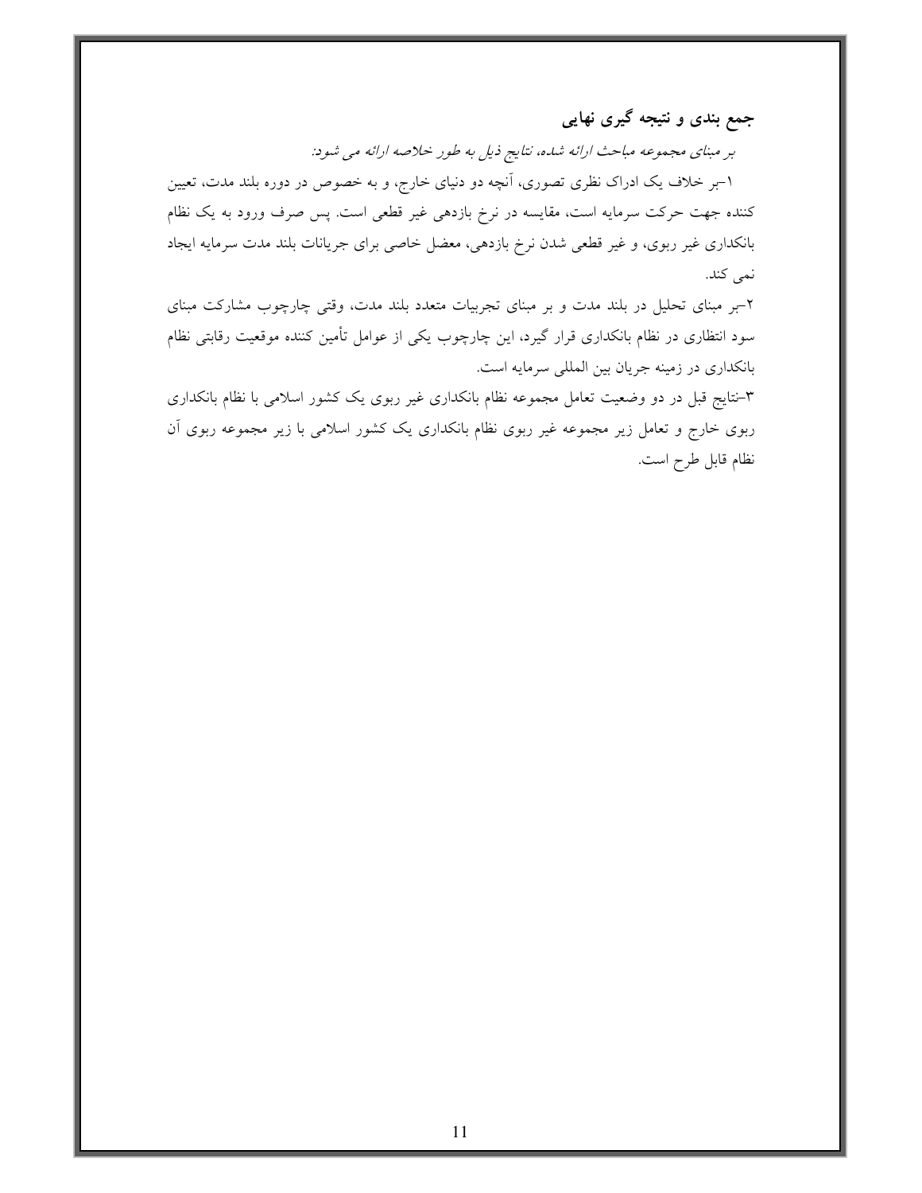## جمع بندی و نتیجه گیری نهایی

*بر مبنای مجموعه مباحث ارائه شده، نتایج ذیل به طور خلاصه ارائه می شود:*

۱-بر خلاف یک ادراک نظری تصوری، آنچه دو دنیای خارج، و به خصوص در دوره بلند مدت، تعیین کننده جهت حرکت سرمایه است، مقایسه در نرخ بازدهی غیر قطعی است. پس صرف ورود به یک نظام بانکداری غیر ربوی، و غیر قطعی شدن نرخ بازدهی، معضل خاصی برای جریانات بلند مدت سرمایه ایجاد نمی کند.

۲-بر مبنای تحلیل در بلند مدت و بر مبنای تجربیات متعدد بلند مدت، وقتی چارچوب مشارکت مبنای سود انتظاری در نظام بانکداری قرار گیرد، این چارچوب یکی از عوامل تأمین کننده موقعیت رقابتی نظام بانکداری در زمینه جریان بین المللی سرمایه است.

۳-نتایج قبل در دو وضعیت تعامل مجموعه نظام بانکداری غیر ربوی یک کشور اسلامی با نظام بانکداری ربوی خارج و تعامل زیر مجموعه غیر ربوی نظام بانکداری یک کشور اسلامی با زیر مجموعه ربوی آن نظام قابل طرح است.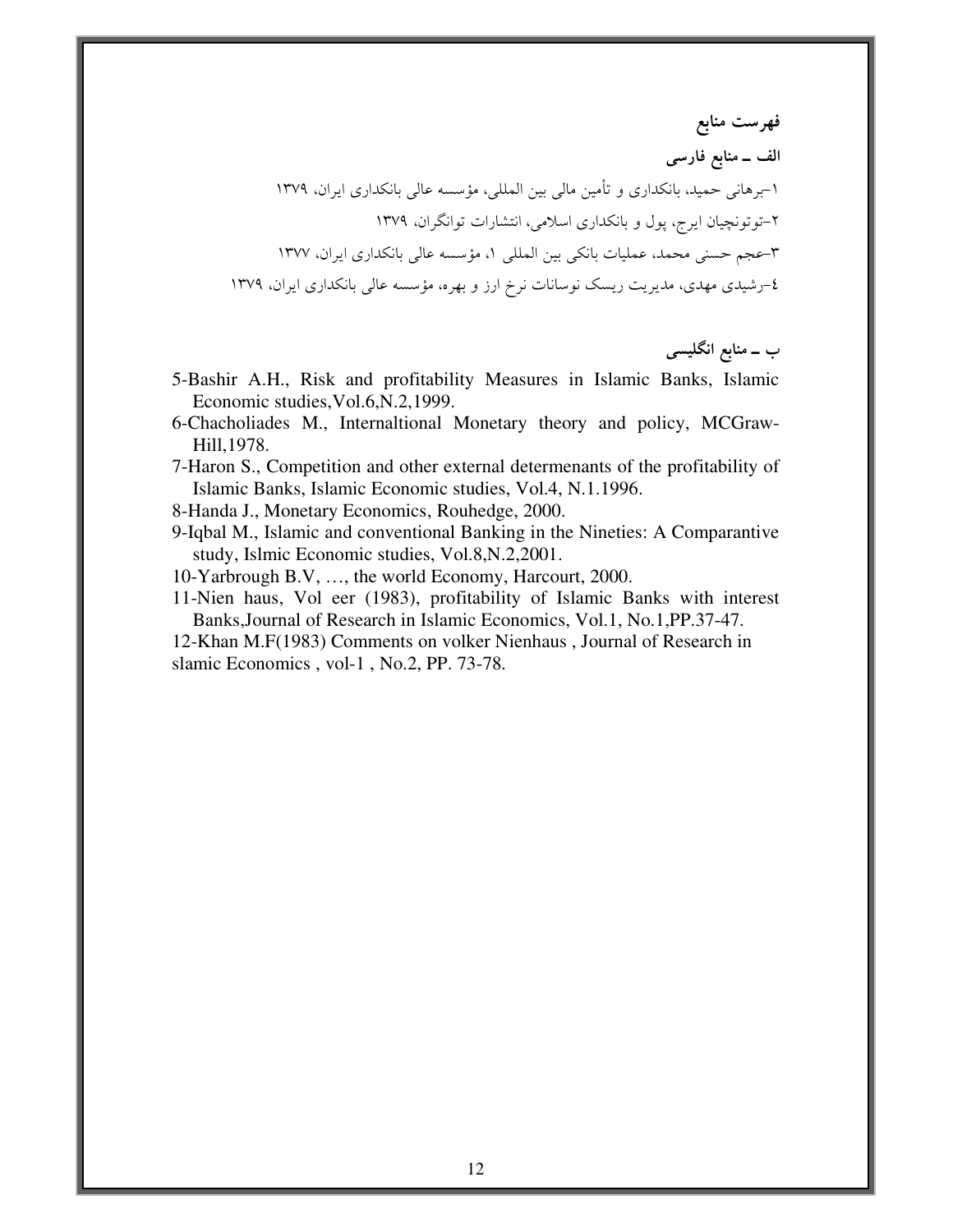## فهرست منابع

### الف ـ منابع فارسی

۱-برهانی حمید، بانکداری و تأمین مالی بین المللی، مؤسسه عالی بانکداری ایران، ۱۳۷۹

۲-توتونچیان ایرج، پول و بانکداری اسلامی، انتشارات توانگران، ۱۳۷۹

۳-عجم حسنی محمد، عملیات بانکی بین المللی ۱، مؤسسه عالی بانکداری ایران، ۱۳۷۷

٤-رشیدی مهدی، مدیریت ریسک نوسانات نرخ ارز و بهره، مؤسسه عالی بانکداری ایران، ۱۳۷۹

### ب ـ منابع انگلیسی

5-Bashir A.H., Risk and profitability Measures in Islamic Banks, Islamic Economic studies,Vol.6,N.2,1999.

6-Chacholiades M., Internaltional Monetary theory and policy, MCGraw-Hill,1978.

7-Haron S., Competition and other external determenants of the profitability of Islamic Banks, Islamic Economic studies, Vol.4, N.1.1996.

8-Handa J., Monetary Economics, Rouhedge, 2000.

9-Iqbal M., Islamic and conventional Banking in the Nineties: A Comparantive study, Islmic Economic studies, Vol.8,N.2,2001.

10-Yarbrough B.V, …, the world Economy, Harcourt, 2000.

11-Nien haus, Vol eer (1983), profitability of Islamic Banks with interest Banks,Journal of Research in Islamic Economics, Vol.1, No.1,PP.37-47.

12-Khan M.F(1983) Comments on volker Nienhaus , Journal of Research in slamic Economics , vol-1 , No.2, PP. 73-78.